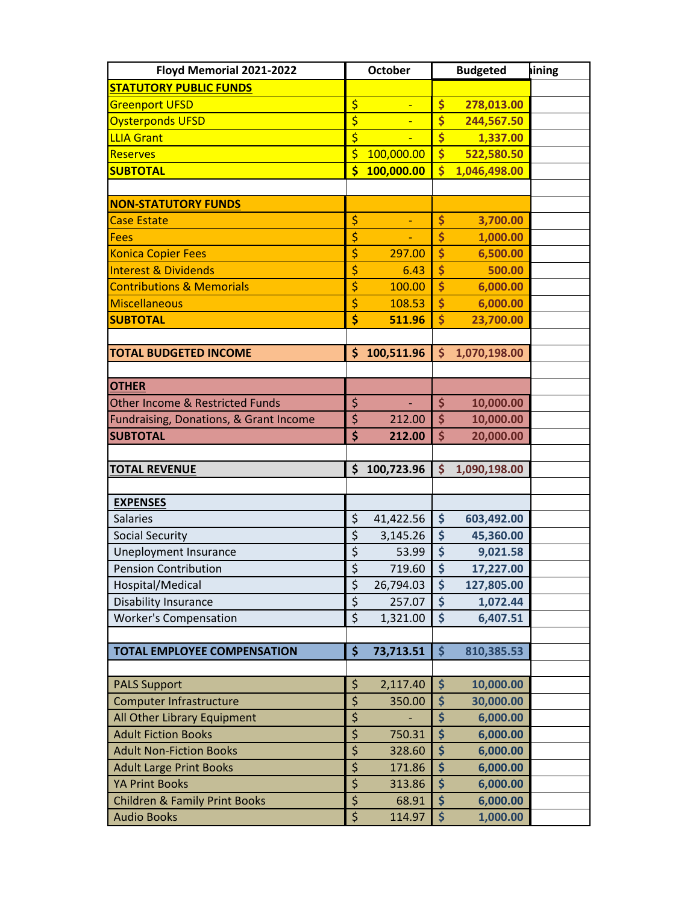| Floyd Memorial 2021-2022 | October | Budgeted | ining |
|---|---|---|---|
| **STATUTORY PUBLIC FUNDS** | | | |
| Greenport UFSD | $ - | $ 278,013.00 | |
| Oysterponds UFSD | $ - | $ 244,567.50 | |
| LLIA Grant | $ - | $ 1,337.00 | |
| Reserves | $ 100,000.00 | $ 522,580.50 | |
| **SUBTOTAL** | **$ 100,000.00** | **$ 1,046,498.00** | |
| | | | |
| **NON-STATUTORY FUNDS** | | | |
| Case Estate | $ - | $ 3,700.00 | |
| Fees | $ - | $ 1,000.00 | |
| Konica Copier Fees | $ 297.00 | $ 6,500.00 | |
| Interest & Dividends | $ 6.43 | $ 500.00 | |
| Contributions & Memorials | $ 100.00 | $ 6,000.00 | |
| Miscellaneous | $ 108.53 | $ 6,000.00 | |
| **SUBTOTAL** | **$ 511.96** | **$ 23,700.00** | |
| | | | |
| **TOTAL BUDGETED INCOME** | **$ 100,511.96** | **$ 1,070,198.00** | |
| | | | |
| **OTHER** | | | |
| Other Income & Restricted Funds | $ - | $ 10,000.00 | |
| Fundraising, Donations, & Grant Income | $ 212.00 | $ 10,000.00 | |
| **SUBTOTAL** | **$ 212.00** | **$ 20,000.00** | |
| | | | |
| **TOTAL REVENUE** | **$ 100,723.96** | **$ 1,090,198.00** | |
| | | | |
| **EXPENSES** | | | |
| Salaries | $ 41,422.56 | $ 603,492.00 | |
| Social Security | $ 3,145.26 | $ 45,360.00 | |
| Uneployment Insurance | $ 53.99 | $ 9,021.58 | |
| Pension Contribution | $ 719.60 | $ 17,227.00 | |
| Hospital/Medical | $ 26,794.03 | $ 127,805.00 | |
| Disability Insurance | $ 257.07 | $ 1,072.44 | |
| Worker's Compensation | $ 1,321.00 | $ 6,407.51 | |
| | | | |
| **TOTAL EMPLOYEE COMPENSATION** | **$ 73,713.51** | **$ 810,385.53** | |
| | | | |
| PALS Support | $ 2,117.40 | $ 10,000.00 | |
| Computer Infrastructure | $ 350.00 | $ 30,000.00 | |
| All Other Library Equipment | $ - | $ 6,000.00 | |
| Adult Fiction Books | $ 750.31 | $ 6,000.00 | |
| Adult Non-Fiction Books | $ 328.60 | $ 6,000.00 | |
| Adult Large Print Books | $ 171.86 | $ 6,000.00 | |
| YA Print Books | $ 313.86 | $ 6,000.00 | |
| Children & Family Print Books | $ 68.91 | $ 6,000.00 | |
| Audio Books | $ 114.97 | $ 1,000.00 | |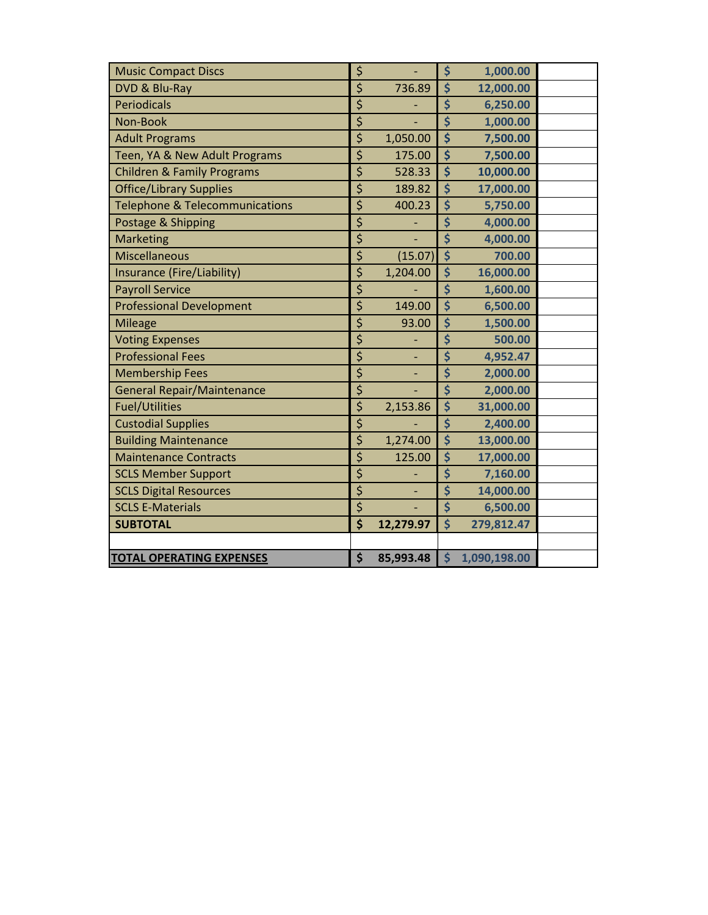| | | | |
|---|---|---|---|
| Music Compact Discs | $ - | $ 1,000.00 | |
| DVD & Blu-Ray | $ 736.89 | $ 12,000.00 | |
| Periodicals | $ - | $ 6,250.00 | |
| Non-Book | $ - | $ 1,000.00 | |
| Adult Programs | $ 1,050.00 | $ 7,500.00 | |
| Teen, YA & New Adult Programs | $ 175.00 | $ 7,500.00 | |
| Children & Family Programs | $ 528.33 | $ 10,000.00 | |
| Office/Library Supplies | $ 189.82 | $ 17,000.00 | |
| Telephone & Telecommunications | $ 400.23 | $ 5,750.00 | |
| Postage & Shipping | $ - | $ 4,000.00 | |
| Marketing | $ - | $ 4,000.00 | |
| Miscellaneous | $ (15.07) | $ 700.00 | |
| Insurance (Fire/Liability) | $ 1,204.00 | $ 16,000.00 | |
| Payroll Service | $ - | $ 1,600.00 | |
| Professional Development | $ 149.00 | $ 6,500.00 | |
| Mileage | $ 93.00 | $ 1,500.00 | |
| Voting Expenses | $ - | $ 500.00 | |
| Professional Fees | $ - | $ 4,952.47 | |
| Membership Fees | $ - | $ 2,000.00 | |
| General Repair/Maintenance | $ - | $ 2,000.00 | |
| Fuel/Utilities | $ 2,153.86 | $ 31,000.00 | |
| Custodial Supplies | $ - | $ 2,400.00 | |
| Building Maintenance | $ 1,274.00 | $ 13,000.00 | |
| Maintenance Contracts | $ 125.00 | $ 17,000.00 | |
| SCLS Member Support | $ - | $ 7,160.00 | |
| SCLS Digital Resources | $ - | $ 14,000.00 | |
| SCLS E-Materials | $ - | $ 6,500.00 | |
| **SUBTOTAL** | **$ 12,279.97** | **$ 279,812.47** | |
| | | | |
| **TOTAL OPERATING EXPENSES** | **$ 85,993.48** | **$ 1,090,198.00** | |